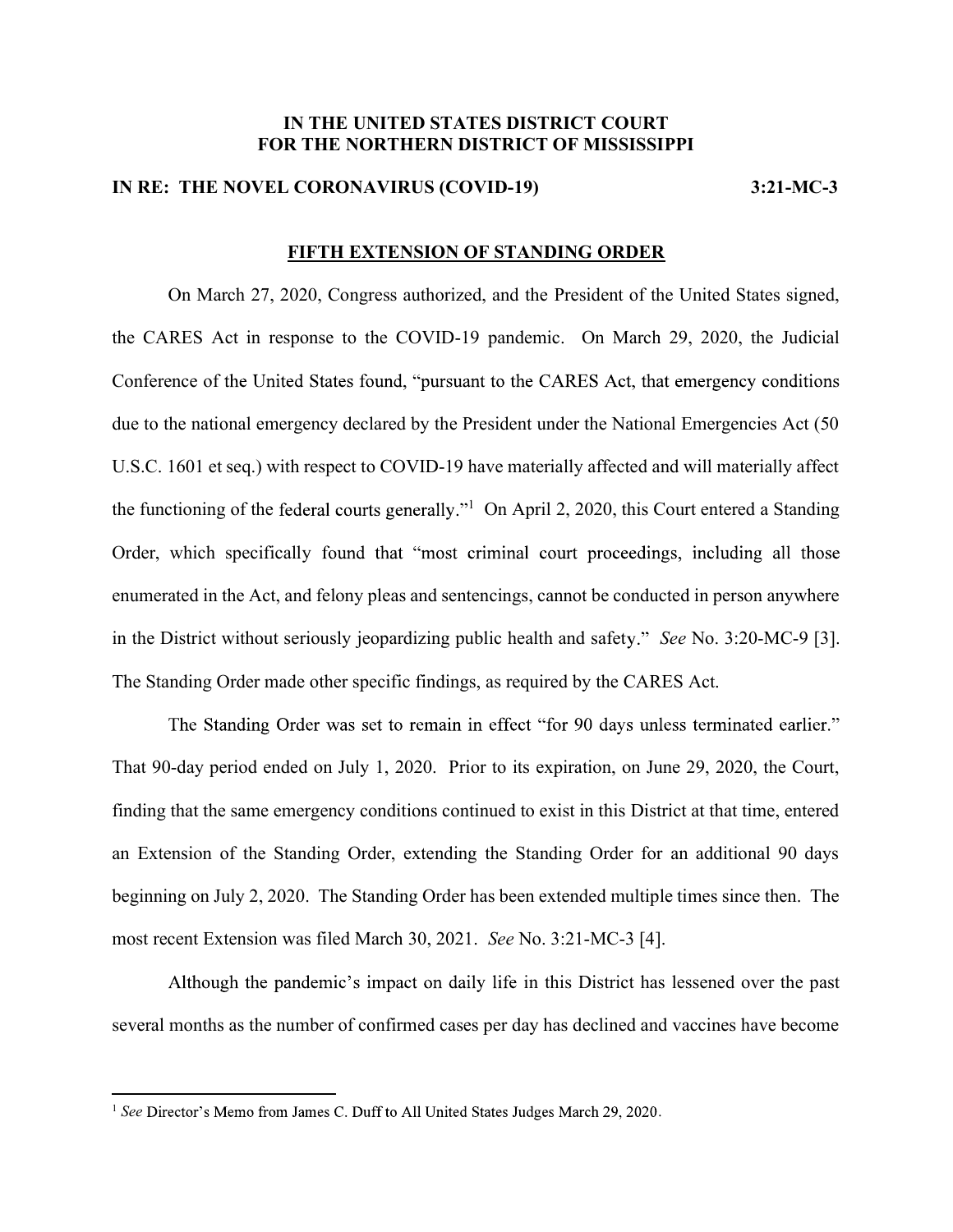**IN THE UNITED STATES DISTRICT COURT**
**FOR THE NORTHERN DISTRICT OF MISSISSIPPI**

**IN RE: THE NOVEL CORONAVIRUS (COVID-19)** **3:21-MC-3**

## FIFTH EXTENSION OF STANDING ORDER

On March 27, 2020, Congress authorized, and the President of the United States signed, the CARES Act in response to the COVID-19 pandemic. On March 29, 2020, the Judicial Conference of the United States found, "pursuant to the CARES Act, that emergency conditions due to the national emergency declared by the President under the National Emergencies Act (50 U.S.C. 1601 et seq.) with respect to COVID-19 have materially affected and will materially affect the functioning of the federal courts generally."[1] On April 2, 2020, this Court entered a Standing Order, which specifically found that "most criminal court proceedings, including all those enumerated in the Act, and felony pleas and sentencings, cannot be conducted in person anywhere in the District without seriously jeopardizing public health and safety." *See* No. 3:20-MC-9 [3]. The Standing Order made other specific findings, as required by the CARES Act.

The Standing Order was set to remain in effect "for 90 days unless terminated earlier." That 90-day period ended on July 1, 2020. Prior to its expiration, on June 29, 2020, the Court, finding that the same emergency conditions continued to exist in this District at that time, entered an Extension of the Standing Order, extending the Standing Order for an additional 90 days beginning on July 2, 2020. The Standing Order has been extended multiple times since then. The most recent Extension was filed March 30, 2021. *See* No. 3:21-MC-3 [4].

Although the pandemic's impact on daily life in this District has lessened over the past several months as the number of confirmed cases per day has declined and vaccines have become

---

[1] *See* Director's Memo from James C. Duff to All United States Judges March 29, 2020.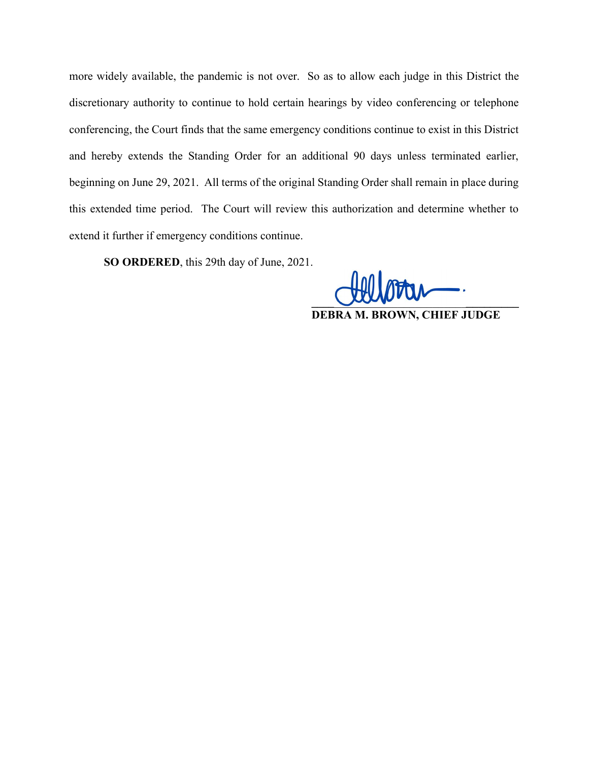more widely available, the pandemic is not over. So as to allow each judge in this District the discretionary authority to continue to hold certain hearings by video conferencing or telephone conferencing, the Court finds that the same emergency conditions continue to exist in this District and hereby extends the Standing Order for an additional 90 days unless terminated earlier, beginning on June 29, 2021. All terms of the original Standing Order shall remain in place during this extended time period. The Court will review this authorization and determine whether to extend it further if emergency conditions continue.

**SO ORDERED**, this 29th day of June, 2021.

**DEBRA M. BROWN, CHIEF JUDGE**